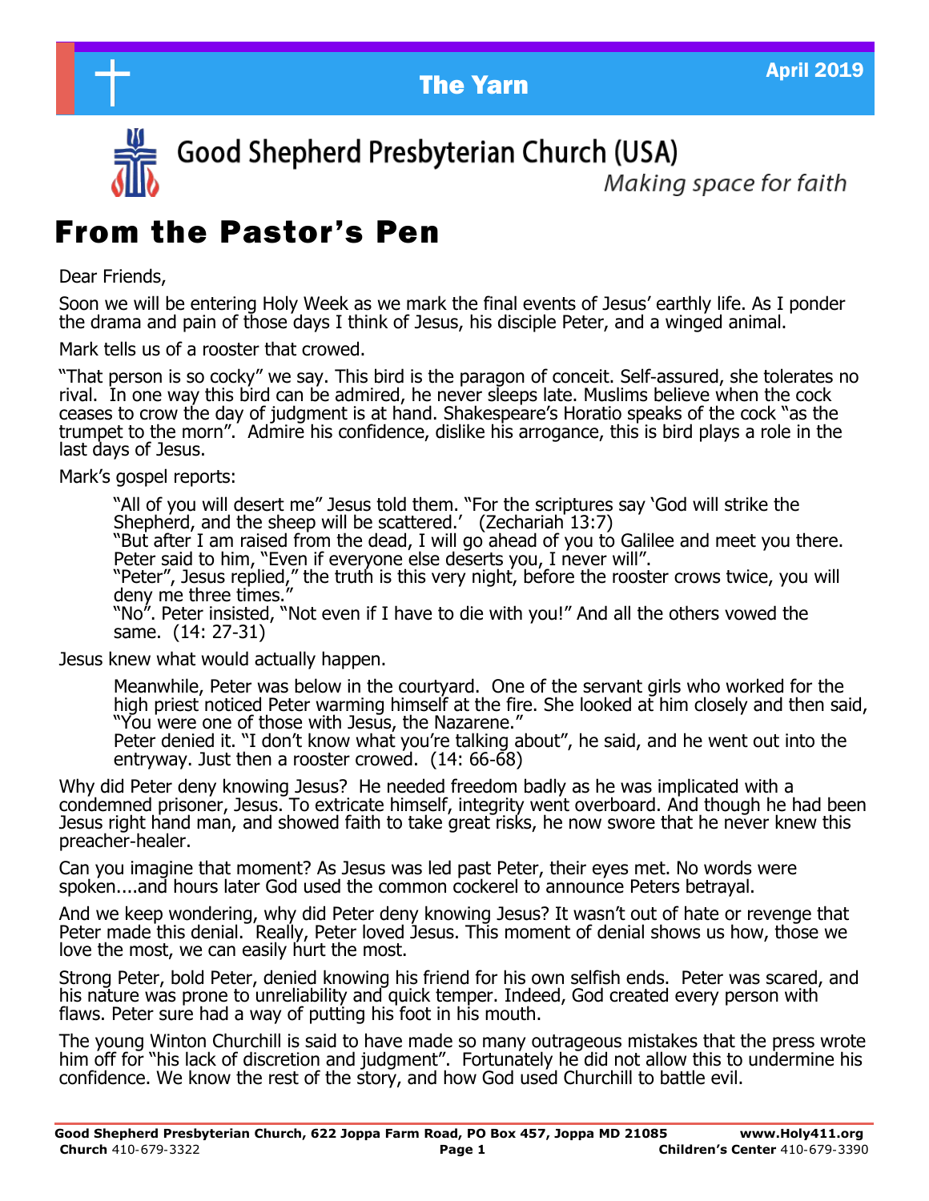# The Yarn

April 2019

## Good Shepherd Presbyterian Church (USA)

*Making space for faith*

# From the Pastor's Pen

Dear Friends,

Soon we will be entering Holy Week as we mark the final events of Jesus' earthly life. As I ponder the drama and pain of those days I think of Jesus, his disciple Peter, and a winged animal.

Mark tells us of a rooster that crowed.

"That person is so cocky" we say. This bird is the paragon of conceit. Self-assured, she tolerates no rival. In one way this bird can be admired, he never sleeps late. Muslims believe when the cock ceases to crow the day of judgment is at hand. Shakespeare's Horatio speaks of the cock "as the trumpet to the morn". Admire his confidence, dislike his arrogance, this is bird plays a role in the last days of Jesus.

Mark's gospel reports:

> "All of you will desert me" Jesus told them. "For the scriptures say 'God will strike the Shepherd, and the sheep will be scattered.' (Zechariah 13:7)
> "But after I am raised from the dead, I will go ahead of you to Galilee and meet you there.
> Peter said to him, "Even if everyone else deserts you, I never will".
> "Peter", Jesus replied," the truth is this very night, before the rooster crows twice, you will deny me three times."
> "No". Peter insisted, "Not even if I have to die with you!" And all the others vowed the same. (14: 27-31)

Jesus knew what would actually happen.

> Meanwhile, Peter was below in the courtyard. One of the servant girls who worked for the high priest noticed Peter warming himself at the fire. She looked at him closely and then said, "You were one of those with Jesus, the Nazarene."
> Peter denied it. "I don't know what you're talking about", he said, and he went out into the entryway. Just then a rooster crowed. (14: 66-68)

Why did Peter deny knowing Jesus? He needed freedom badly as he was implicated with a condemned prisoner, Jesus. To extricate himself, integrity went overboard. And though he had been Jesus right hand man, and showed faith to take great risks, he now swore that he never knew this preacher-healer.

Can you imagine that moment? As Jesus was led past Peter, their eyes met. No words were spoken....and hours later God used the common cockerel to announce Peters betrayal.

And we keep wondering, why did Peter deny knowing Jesus? It wasn't out of hate or revenge that Peter made this denial. Really, Peter loved Jesus. This moment of denial shows us how, those we love the most, we can easily hurt the most.

Strong Peter, bold Peter, denied knowing his friend for his own selfish ends. Peter was scared, and his nature was prone to unreliability and quick temper. Indeed, God created every person with flaws. Peter sure had a way of putting his foot in his mouth.

The young Winton Churchill is said to have made so many outrageous mistakes that the press wrote him off for "his lack of discretion and judgment". Fortunately he did not allow this to undermine his confidence. We know the rest of the story, and how God used Churchill to battle evil.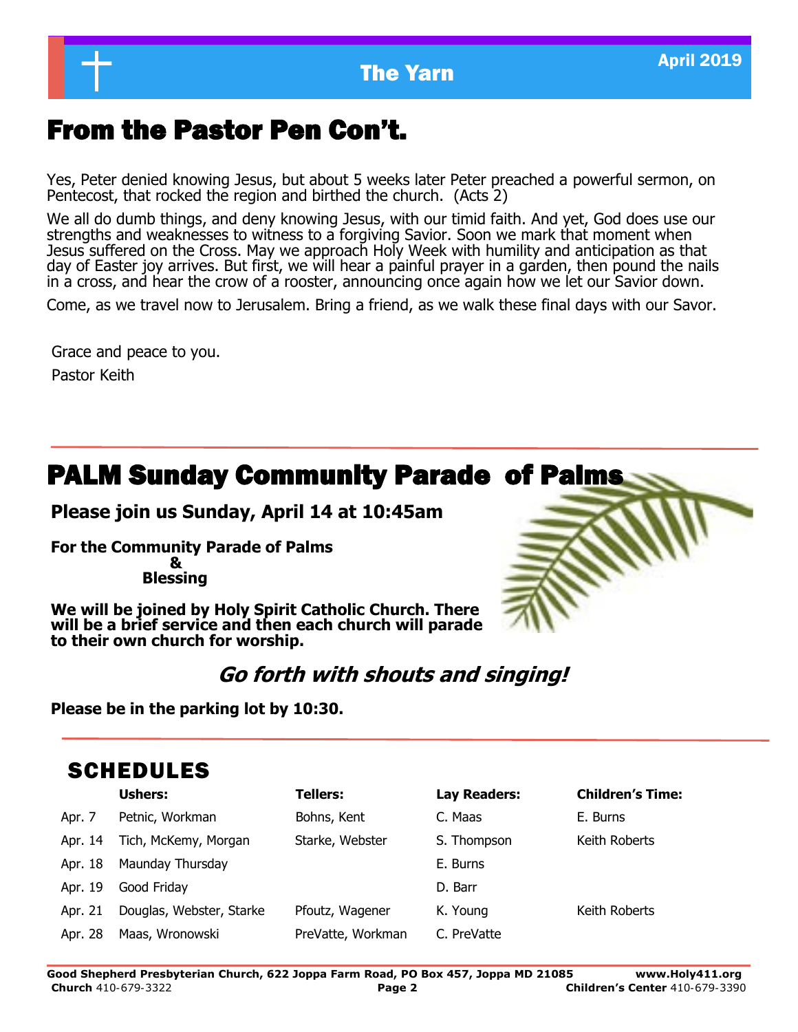## From the Pastor Pen Con't.

Yes, Peter denied knowing Jesus, but about 5 weeks later Peter preached a powerful sermon, on Pentecost, that rocked the region and birthed the church. (Acts 2)

We all do dumb things, and deny knowing Jesus, with our timid faith. And yet, God does use our strengths and weaknesses to witness to a forgiving Savior. Soon we mark that moment when Jesus suffered on the Cross. May we approach Holy Week with humility and anticipation as that day of Easter joy arrives. But first, we will hear a painful prayer in a garden, then pound the nails in a cross, and hear the crow of a rooster, announcing once again how we let our Savior down.

Come, as we travel now to Jerusalem. Bring a friend, as we walk these final days with our Savor.

Grace and peace to you.
Pastor Keith

## PALM Sunday Community Parade of Palms

**Please join us Sunday, April 14 at 10:45am**

**For the Community Parade of Palms**
**&**
**Blessing**

**We will be joined by Holy Spirit Catholic Church. There will be a brief service and then each church will parade to their own church for worship.**

***Go forth with shouts and singing!***

**Please be in the parking lot by 10:30.**

## SCHEDULES

| | Ushers: | Tellers: | Lay Readers: | Children's Time: |
|---|---|---|---|---|
| Apr. 7 | Petnic, Workman | Bohns, Kent | C. Maas | E. Burns |
| Apr. 14 | Tich, McKemy, Morgan | Starke, Webster | S. Thompson | Keith Roberts |
| Apr. 18 | Maunday Thursday | | E. Burns | |
| Apr. 19 | Good Friday | | D. Barr | |
| Apr. 21 | Douglas, Webster, Starke | Pfoutz, Wagener | K. Young | Keith Roberts |
| Apr. 28 | Maas, Wronowski | PreVatte, Workman | C. PreVatte | |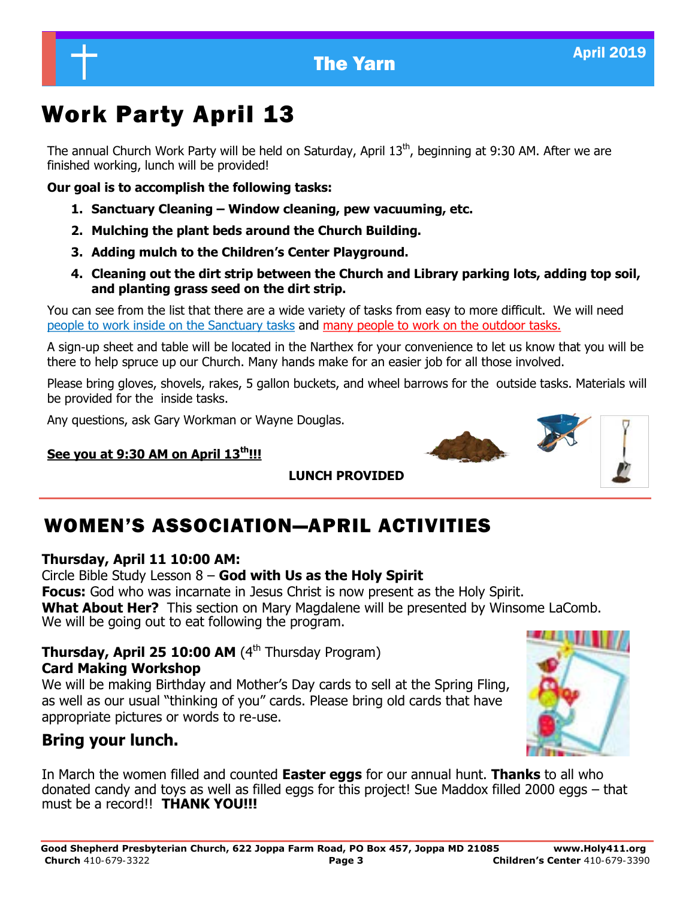# Work Party April 13

The annual Church Work Party will be held on Saturday, April 13th, beginning at 9:30 AM. After we are finished working, lunch will be provided!

**Our goal is to accomplish the following tasks:**

1. **Sanctuary Cleaning – Window cleaning, pew vacuuming, etc.**
2. **Mulching the plant beds around the Church Building.**
3. **Adding mulch to the Children's Center Playground.**
4. **Cleaning out the dirt strip between the Church and Library parking lots, adding top soil, and planting grass seed on the dirt strip.**

You can see from the list that there are a wide variety of tasks from easy to more difficult. We will need people to work inside on the Sanctuary tasks and many people to work on the outdoor tasks.

A sign-up sheet and table will be located in the Narthex for your convenience to let us know that you will be there to help spruce up our Church. Many hands make for an easier job for all those involved.

Please bring gloves, shovels, rakes, 5 gallon buckets, and wheel barrows for the outside tasks. Materials will be provided for the inside tasks.

Any questions, ask Gary Workman or Wayne Douglas.

**See you at 9:30 AM on April 13th!!!**

**LUNCH PROVIDED**

# WOMEN'S ASSOCIATION—APRIL ACTIVITIES

**Thursday, April 11 10:00 AM:**
Circle Bible Study Lesson 8 – **God with Us as the Holy Spirit**
**Focus:** God who was incarnate in Jesus Christ is now present as the Holy Spirit.
**What About Her?** This section on Mary Magdalene will be presented by Winsome LaComb. We will be going out to eat following the program.

**Thursday, April 25 10:00 AM** (4th Thursday Program)
**Card Making Workshop**
We will be making Birthday and Mother's Day cards to sell at the Spring Fling, as well as our usual "thinking of you" cards. Please bring old cards that have appropriate pictures or words to re-use.

## Bring your lunch.

In March the women filled and counted **Easter eggs** for our annual hunt. **Thanks** to all who donated candy and toys as well as filled eggs for this project! Sue Maddox filled 2000 eggs – that must be a record!! **THANK YOU!!!**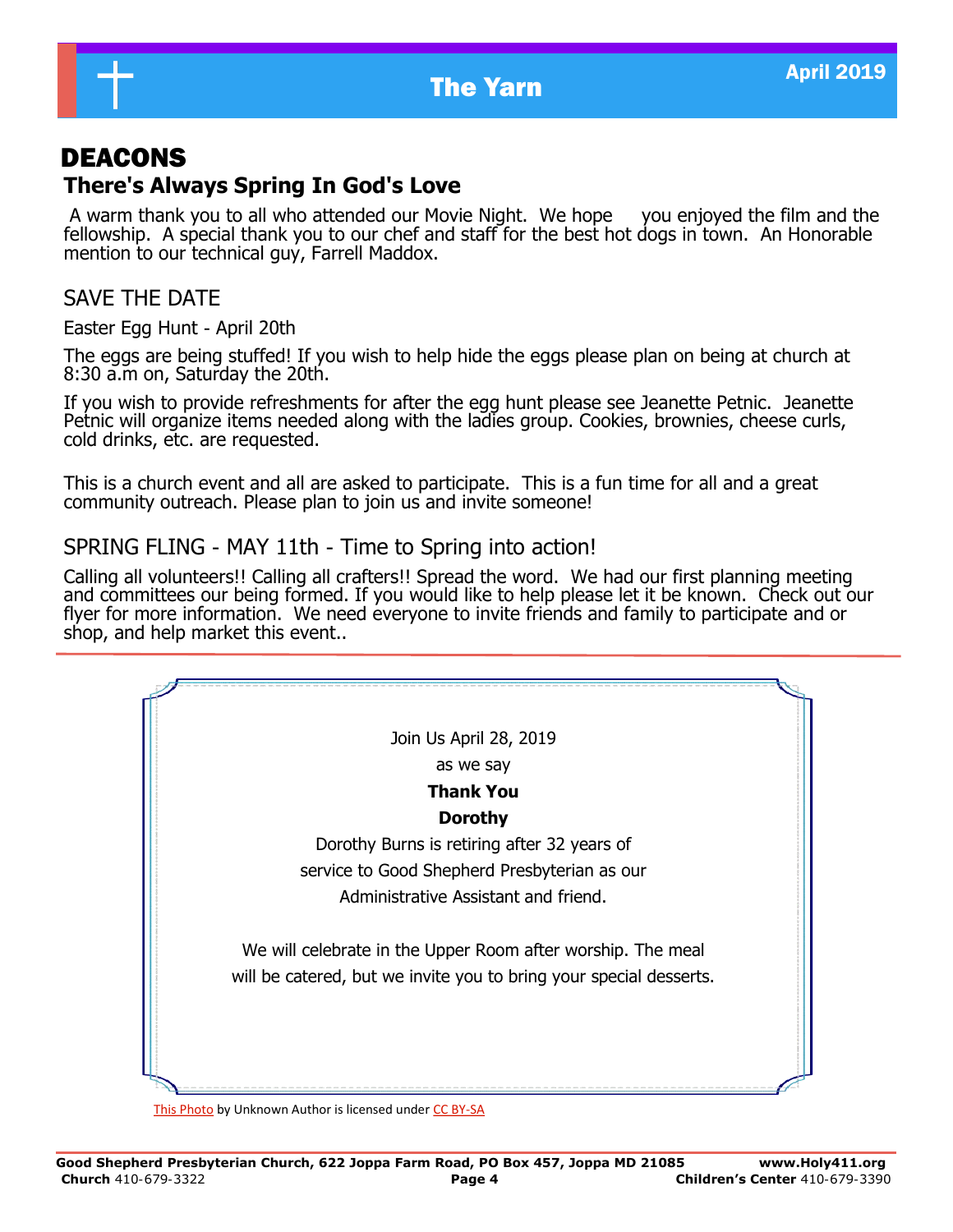# DEACONS

## There's Always Spring In God's Love

A warm thank you to all who attended our Movie Night. We hope you enjoyed the film and the fellowship. A special thank you to our chef and staff for the best hot dogs in town. An Honorable mention to our technical guy, Farrell Maddox.

### SAVE THE DATE

Easter Egg Hunt - April 20th

The eggs are being stuffed! If you wish to help hide the eggs please plan on being at church at 8:30 a.m on, Saturday the 20th.

If you wish to provide refreshments for after the egg hunt please see Jeanette Petnic. Jeanette Petnic will organize items needed along with the ladies group. Cookies, brownies, cheese curls, cold drinks, etc. are requested.

This is a church event and all are asked to participate. This is a fun time for all and a great community outreach. Please plan to join us and invite someone!

### SPRING FLING - MAY 11th - Time to Spring into action!

Calling all volunteers!! Calling all crafters!! Spread the word. We had our first planning meeting and committees our being formed. If you would like to help please let it be known. Check out our flyer for more information. We need everyone to invite friends and family to participate and or shop, and help market this event..

---

Join Us April 28, 2019

as we say

**Thank You**

**Dorothy**

Dorothy Burns is retiring after 32 years of service to Good Shepherd Presbyterian as our Administrative Assistant and friend.

We will celebrate in the Upper Room after worship. The meal will be catered, but we invite you to bring your special desserts.

This Photo by Unknown Author is licensed under CC BY-SA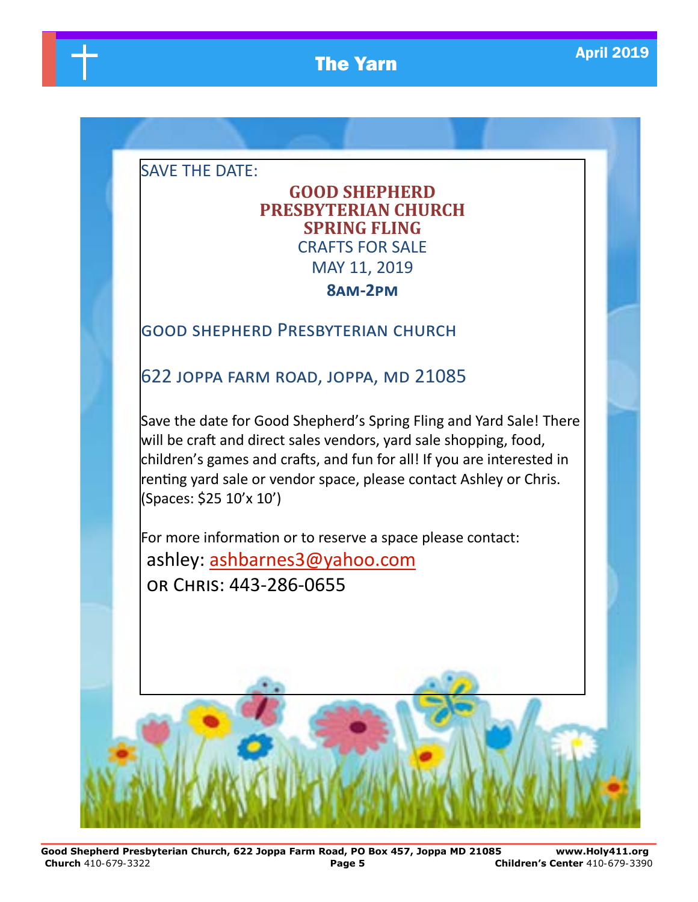SAVE THE DATE:

## GOOD SHEPHERD PRESBYTERIAN CHURCH SPRING FLING

CRAFTS FOR SALE

MAY 11, 2019

**8AM-2PM**

GOOD SHEPHERD PRESBYTERIAN CHURCH

622 JOPPA FARM ROAD, JOPPA, MD 21085

Save the date for Good Shepherd's Spring Fling and Yard Sale! There will be craft and direct sales vendors, yard sale shopping, food, children's games and crafts, and fun for all! If you are interested in renting yard sale or vendor space, please contact Ashley or Chris. (Spaces: $25 10'x 10')

For more information or to reserve a space please contact:

ashley: ashbarnes3@yahoo.com

OR CHRIS: 443-286-0655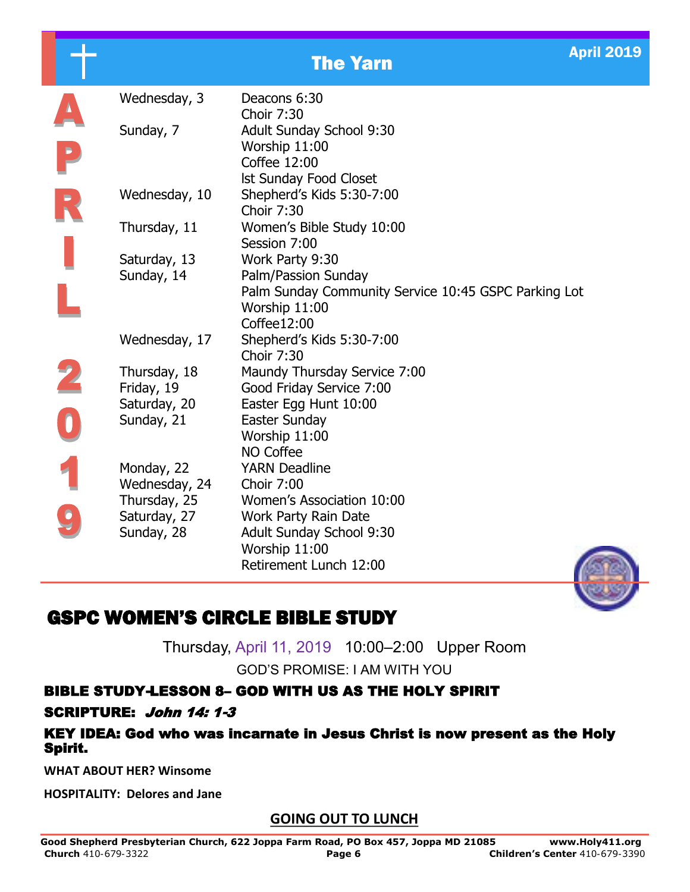# APRIL 2019

| | |
|---|---|
| Wednesday, 3 | Deacons 6:30<br>Choir 7:30 |
| Sunday, 7 | Adult Sunday School 9:30<br>Worship 11:00<br>Coffee 12:00<br>Ist Sunday Food Closet |
| Wednesday, 10 | Shepherd's Kids 5:30-7:00<br>Choir 7:30 |
| Thursday, 11 | Women's Bible Study 10:00<br>Session 7:00 |
| Saturday, 13 | Work Party 9:30 |
| Sunday, 14 | Palm/Passion Sunday<br>Palm Sunday Community Service 10:45 GSPC Parking Lot<br>Worship 11:00<br>Coffee12:00 |
| Wednesday, 17 | Shepherd's Kids 5:30-7:00<br>Choir 7:30 |
| Thursday, 18 | Maundy Thursday Service 7:00 |
| Friday, 19 | Good Friday Service 7:00 |
| Saturday, 20 | Easter Egg Hunt 10:00 |
| Sunday, 21 | Easter Sunday<br>Worship 11:00<br>NO Coffee |
| Monday, 22 | YARN Deadline |
| Wednesday, 24 | Choir 7:00 |
| Thursday, 25 | Women's Association 10:00 |
| Saturday, 27 | Work Party Rain Date |
| Sunday, 28 | Adult Sunday School 9:30<br>Worship 11:00<br>Retirement Lunch 12:00 |

## GSPC WOMEN'S CIRCLE BIBLE STUDY

Thursday, April 11, 2019 10:00–2:00 Upper Room

GOD'S PROMISE: I AM WITH YOU

### BIBLE STUDY-LESSON 8– GOD WITH US AS THE HOLY SPIRIT

**SCRIPTURE:** ***John 14: 1-3***

**KEY IDEA: God who was incarnate in Jesus Christ is now present as the Holy Spirit.**

**WHAT ABOUT HER? Winsome**

**HOSPITALITY: Delores and Jane**

**GOING OUT TO LUNCH**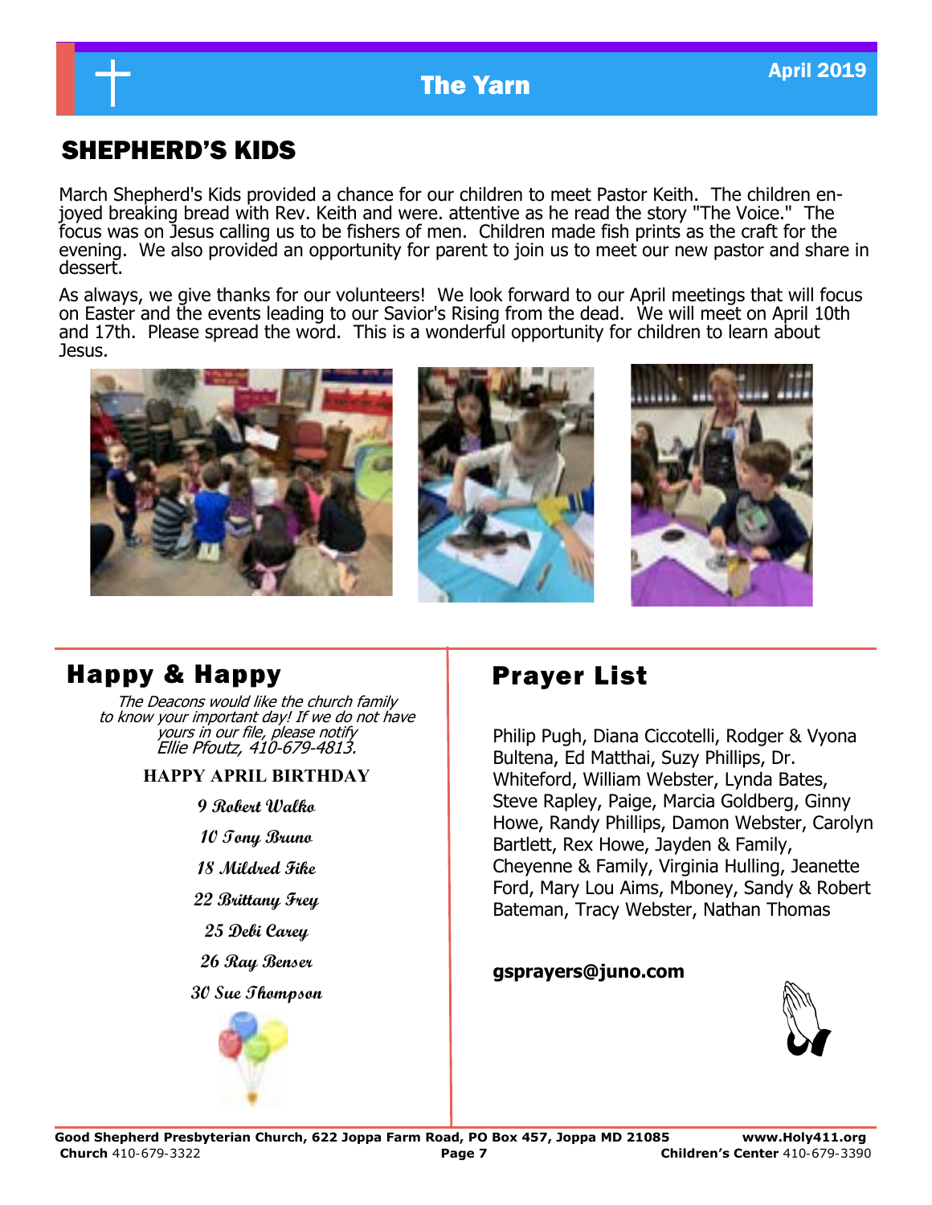## SHEPHERD'S KIDS

March Shepherd's Kids provided a chance for our children to meet Pastor Keith. The children enjoyed breaking bread with Rev. Keith and were. attentive as he read the story "The Voice." The focus was on Jesus calling us to be fishers of men. Children made fish prints as the craft for the evening. We also provided an opportunity for parent to join us to meet our new pastor and share in dessert.

As always, we give thanks for our volunteers! We look forward to our April meetings that will focus on Easter and the events leading to our Savior's Rising from the dead. We will meet on April 10th and 17th. Please spread the word. This is a wonderful opportunity for children to learn about Jesus.

## Happy & Happy

*The Deacons would like the church family to know your important day! If we do not have yours in our file, please notify Ellie Pfoutz, 410-679-4813.*

**HAPPY APRIL BIRTHDAY**

*9 Robert Walko*

*10 Tony Bruno*

*18 Mildred Fike*

*22 Brittany Frey*

*25 Debi Carey*

*26 Ray Benser*

*30 Sue Thompson*

## Prayer List

Philip Pugh, Diana Ciccotelli, Rodger & Vyona Bultena, Ed Matthai, Suzy Phillips, Dr. Whiteford, William Webster, Lynda Bates, Steve Rapley, Paige, Marcia Goldberg, Ginny Howe, Randy Phillips, Damon Webster, Carolyn Bartlett, Rex Howe, Jayden & Family, Cheyenne & Family, Virginia Hulling, Jeanette Ford, Mary Lou Aims, Mboney, Sandy & Robert Bateman, Tracy Webster, Nathan Thomas

**gsprayers@juno.com**

**Good Shepherd Presbyterian Church, 622 Joppa Farm Road, PO Box 457, Joppa MD 21085** **www.Holy411.org**
**Church** 410-679-3322 **Children's Center** 410-679-3390